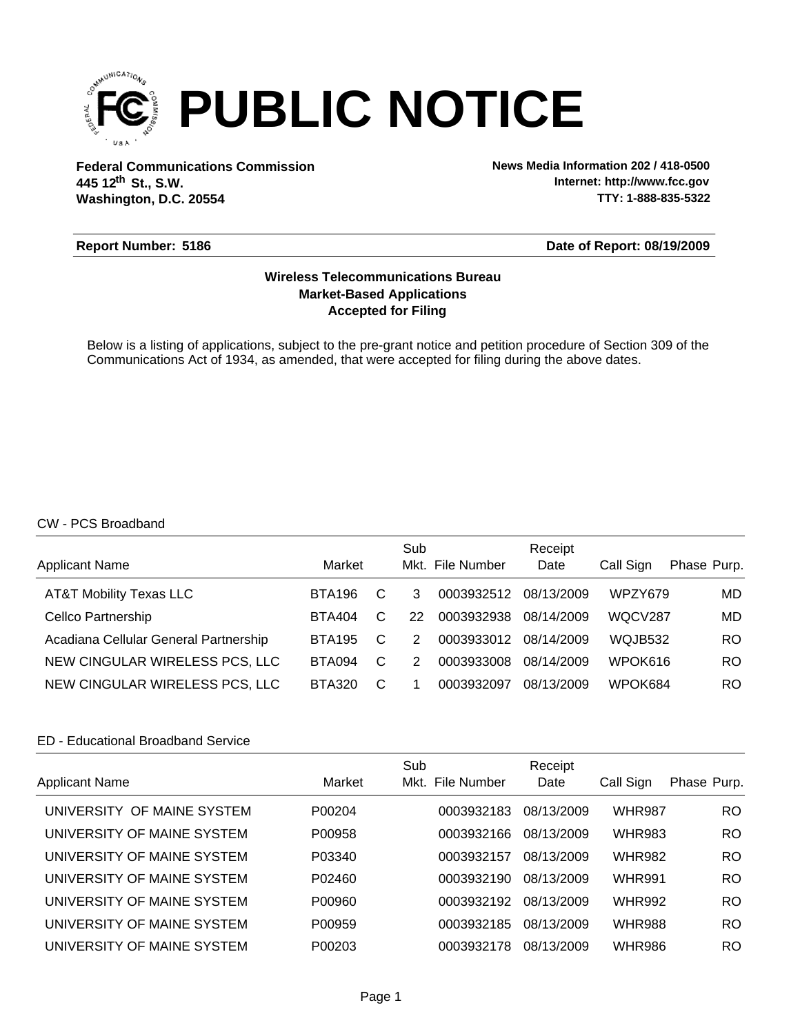# PUBLIC NOTICE

**Federal Communications Commission**
**445 12th St., S.W.**
**Washington, D.C. 20554**

**News Media Information 202 / 418-0500**
**Internet: http://www.fcc.gov**
**TTY: 1-888-835-5322**

**Report Number: 5186** **Date of Report: 08/19/2009**

**Wireless Telecommunications Bureau**
**Market-Based Applications**
**Accepted for Filing**

Below is a listing of applications, subject to the pre-grant notice and petition procedure of Section 309 of the Communications Act of 1934, as amended, that were accepted for filing during the above dates.

CW - PCS Broadband

| Applicant Name | Market | | Sub Mkt. | File Number | Receipt Date | Call Sign | Phase | Purp. |
|---|---|---|---|---|---|---|---|---|
| AT&T Mobility Texas LLC | BTA196 | C | 3 | 0003932512 | 08/13/2009 | WPZY679 | | MD |
| Cellco Partnership | BTA404 | C | 22 | 0003932938 | 08/14/2009 | WQCV287 | | MD |
| Acadiana Cellular General Partnership | BTA195 | C | 2 | 0003933012 | 08/14/2009 | WQJB532 | | RO |
| NEW CINGULAR WIRELESS PCS, LLC | BTA094 | C | 2 | 0003933008 | 08/14/2009 | WPOK616 | | RO |
| NEW CINGULAR WIRELESS PCS, LLC | BTA320 | C | 1 | 0003932097 | 08/13/2009 | WPOK684 | | RO |

ED - Educational Broadband Service

| Applicant Name | Market | Sub Mkt. | File Number | Receipt Date | Call Sign | Phase | Purp. |
|---|---|---|---|---|---|---|---|
| UNIVERSITY OF MAINE SYSTEM | P00204 | | 0003932183 | 08/13/2009 | WHR987 | | RO |
| UNIVERSITY OF MAINE SYSTEM | P00958 | | 0003932166 | 08/13/2009 | WHR983 | | RO |
| UNIVERSITY OF MAINE SYSTEM | P03340 | | 0003932157 | 08/13/2009 | WHR982 | | RO |
| UNIVERSITY OF MAINE SYSTEM | P02460 | | 0003932190 | 08/13/2009 | WHR991 | | RO |
| UNIVERSITY OF MAINE SYSTEM | P00960 | | 0003932192 | 08/13/2009 | WHR992 | | RO |
| UNIVERSITY OF MAINE SYSTEM | P00959 | | 0003932185 | 08/13/2009 | WHR988 | | RO |
| UNIVERSITY OF MAINE SYSTEM | P00203 | | 0003932178 | 08/13/2009 | WHR986 | | RO |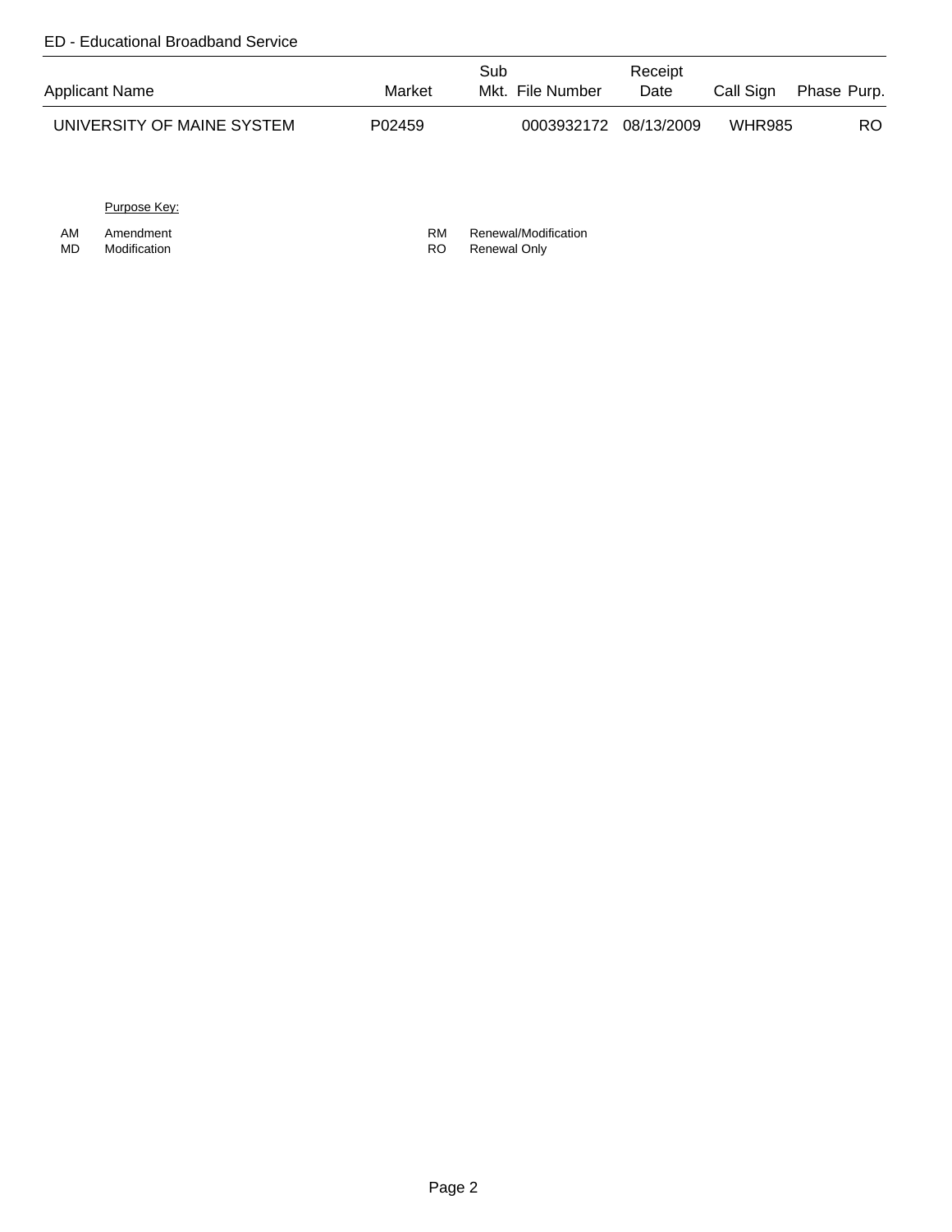ED - Educational Broadband Service

| Applicant Name | Market | Sub Mkt. | File Number | Receipt Date | Call Sign | Phase | Purp. |
|---|---|---|---|---|---|---|---|
| UNIVERSITY OF MAINE SYSTEM | P02459 | | 0003932172 | 08/13/2009 | WHR985 | | RO |

Purpose Key:

| | | | |
|---|---|---|---|
| AM | Amendment | RM | Renewal/Modification |
| MD | Modification | RO | Renewal Only |